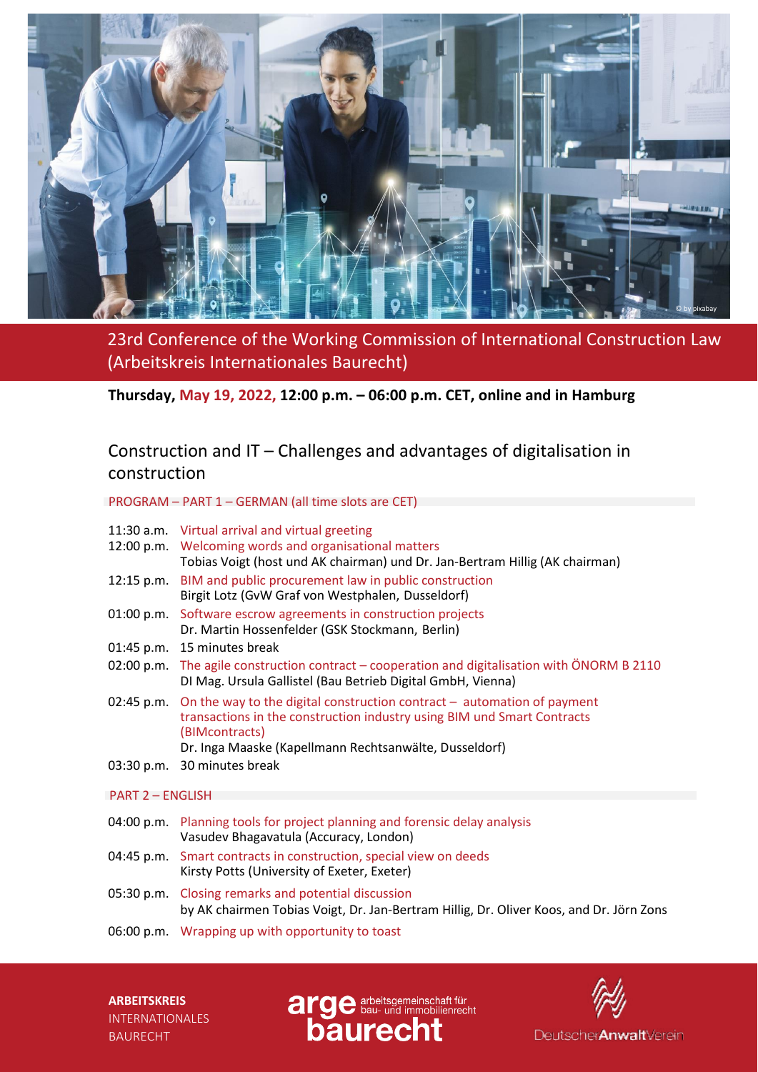# 23rd Conference of the Working Commission of International Construction Law (Arbeitskreis Internationales Baurecht)

**Thursday, May 19, 2022, 12:00 p.m. – 06:00 p.m. CET, online and in Hamburg**

## Construction and IT – Challenges and advantages of digitalisation in construction

### PROGRAM – PART 1 – GERMAN (all time slots are CET)

- **11:30 a.m.** Virtual arrival and virtual greeting
- **12:00 p.m.** Welcoming words and organisational matters
  Tobias Voigt (host und AK chairman) und Dr. Jan-Bertram Hillig (AK chairman)
- **12:15 p.m.** BIM and public procurement law in public construction
  Birgit Lotz (GvW Graf von Westphalen, Dusseldorf)
- **01:00 p.m.** Software escrow agreements in construction projects
  Dr. Martin Hossenfelder (GSK Stockmann, Berlin)
- **01:45 p.m.** 15 minutes break
- **02:00 p.m.** The agile construction contract – cooperation and digitalisation with ÖNORM B 2110
  DI Mag. Ursula Gallistel (Bau Betrieb Digital GmbH, Vienna)
- **02:45 p.m.** On the way to the digital construction contract – automation of payment transactions in the construction industry using BIM und Smart Contracts (BIMcontracts)
  Dr. Inga Maaske (Kapellmann Rechtsanwälte, Dusseldorf)
- **03:30 p.m.** 30 minutes break

### PART 2 – ENGLISH

- **04:00 p.m.** Planning tools for project planning and forensic delay analysis
  Vasudev Bhagavatula (Accuracy, London)
- **04:45 p.m.** Smart contracts in construction, special view on deeds
  Kirsty Potts (University of Exeter, Exeter)
- **05:30 p.m.** Closing remarks and potential discussion
  by AK chairmen Tobias Voigt, Dr. Jan-Bertram Hillig, Dr. Oliver Koos, and Dr. Jörn Zons
- **06:00 p.m.** Wrapping up with opportunity to toast

**ARBEITSKREIS** INTERNATIONALES BAURECHT

arge baurecht – arbeitsgemeinschaft für bau- und immobilienrecht

DeutscherAnwaltVerein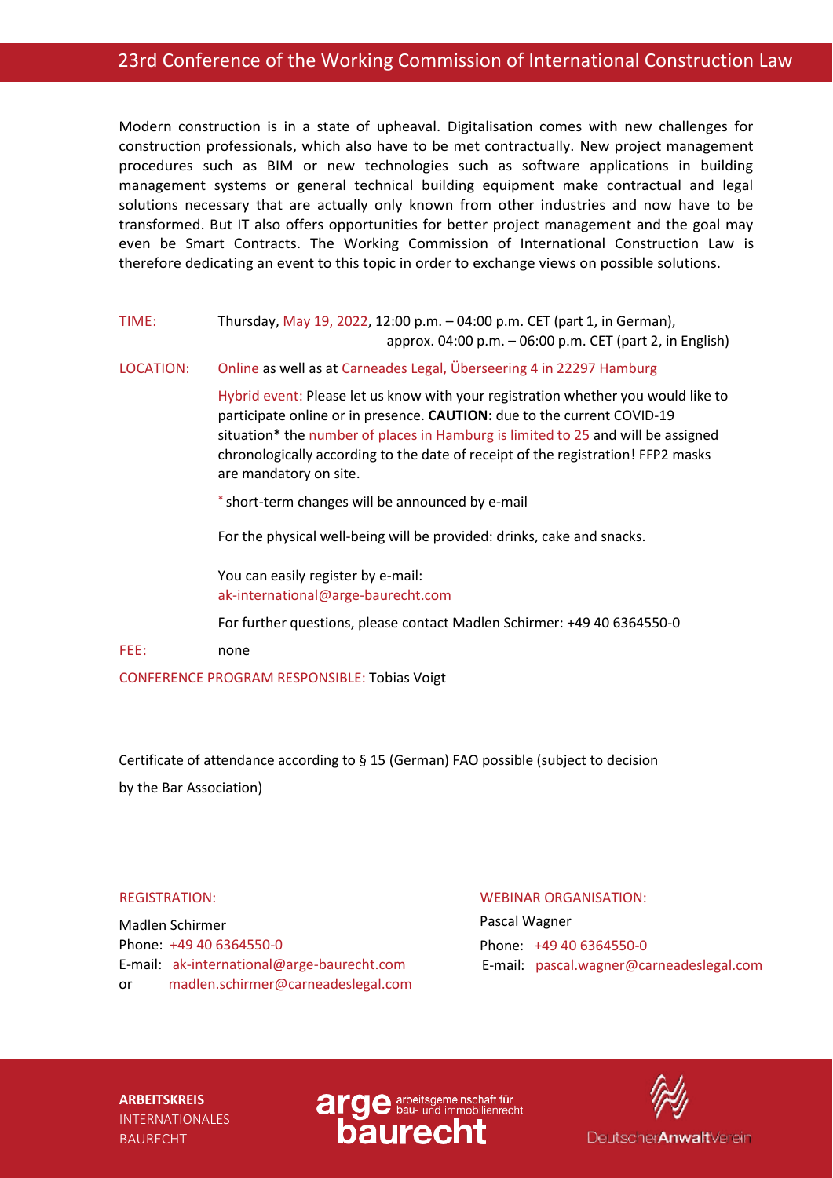# 23rd Conference of the Working Commission of International Construction Law

Modern construction is in a state of upheaval. Digitalisation comes with new challenges for construction professionals, which also have to be met contractually. New project management procedures such as BIM or new technologies such as software applications in building management systems or general technical building equipment make contractual and legal solutions necessary that are actually only known from other industries and now have to be transformed. But IT also offers opportunities for better project management and the goal may even be Smart Contracts. The Working Commission of International Construction Law is therefore dedicating an event to this topic in order to exchange views on possible solutions.

TIME: Thursday, May 19, 2022, 12:00 p.m. – 04:00 p.m. CET (part 1, in German), approx. 04:00 p.m. – 06:00 p.m. CET (part 2, in English)

LOCATION: Online as well as at Carneades Legal, Überseering 4 in 22297 Hamburg

Hybrid event: Please let us know with your registration whether you would like to participate online or in presence. **CAUTION:** due to the current COVID-19 situation* the number of places in Hamburg is limited to 25 and will be assigned chronologically according to the date of receipt of the registration! FFP2 masks are mandatory on site.

* short-term changes will be announced by e-mail

For the physical well-being will be provided: drinks, cake and snacks.

You can easily register by e-mail:
ak-international@arge-baurecht.com

For further questions, please contact Madlen Schirmer: +49 40 6364550-0

FEE: none

CONFERENCE PROGRAM RESPONSIBLE: Tobias Voigt

Certificate of attendance according to § 15 (German) FAO possible (subject to decision by the Bar Association)

REGISTRATION:

Madlen Schirmer
Phone: +49 40 6364550-0
E-mail: ak-international@arge-baurecht.com
or madlen.schirmer@carneadeslegal.com

WEBINAR ORGANISATION:

Pascal Wagner
Phone: +49 40 6364550-0
E-mail: pascal.wagner@carneadeslegal.com

**ARBEITSKREIS** INTERNATIONALES BAURECHT

arge baurecht – arbeitsgemeinschaft für bau- und immobilienrecht

DeutscherAnwaltVerein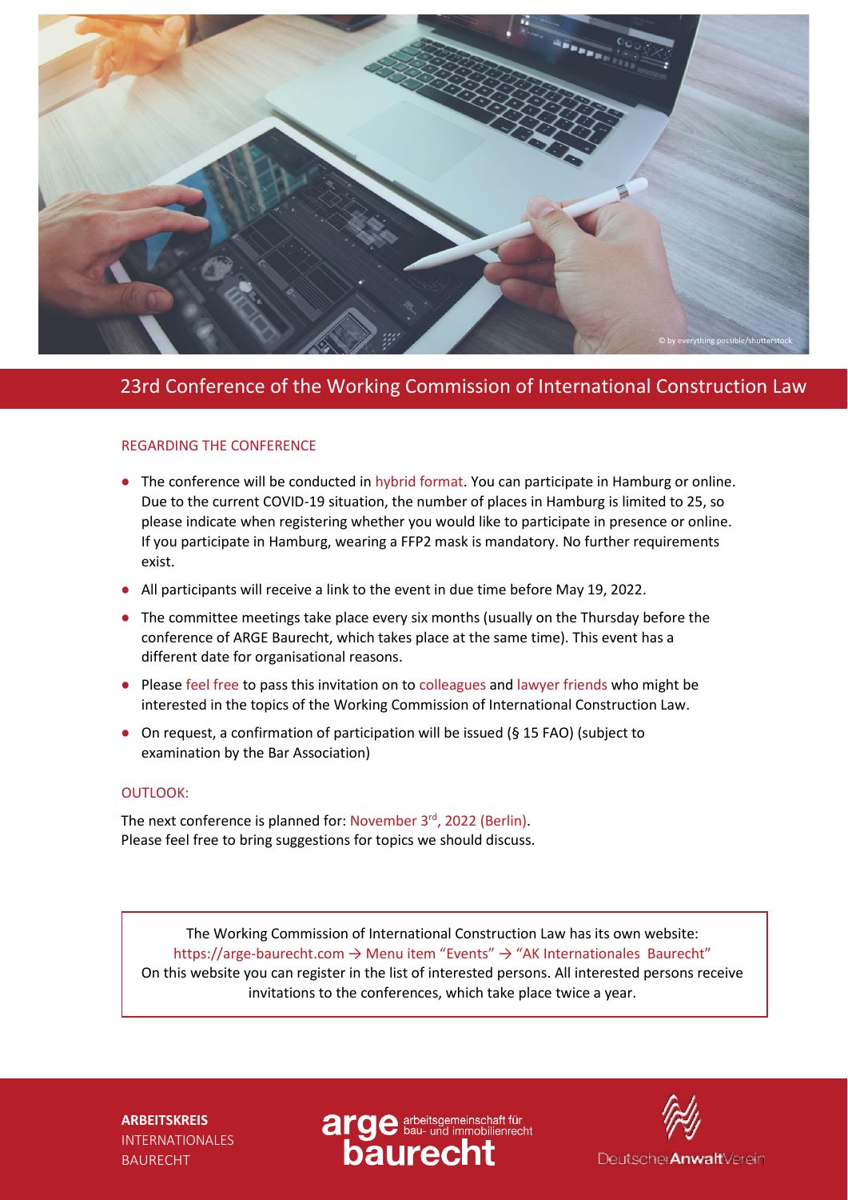# 23rd Conference of the Working Commission of International Construction Law

## REGARDING THE CONFERENCE

- The conference will be conducted in hybrid format. You can participate in Hamburg or online. Due to the current COVID-19 situation, the number of places in Hamburg is limited to 25, so please indicate when registering whether you would like to participate in presence or online. If you participate in Hamburg, wearing a FFP2 mask is mandatory. No further requirements exist.
- All participants will receive a link to the event in due time before May 19, 2022.
- The committee meetings take place every six months (usually on the Thursday before the conference of ARGE Baurecht, which takes place at the same time). This event has a different date for organisational reasons.
- Please feel free to pass this invitation on to colleagues and lawyer friends who might be interested in the topics of the Working Commission of International Construction Law.
- On request, a confirmation of participation will be issued (§ 15 FAO) (subject to examination by the Bar Association)

## OUTLOOK:

The next conference is planned for: November 3rd, 2022 (Berlin).
Please feel free to bring suggestions for topics we should discuss.

The Working Commission of International Construction Law has its own website:
https://arge-baurecht.com → Menu item “Events” → “AK Internationales Baurecht”
On this website you can register in the list of interested persons. All interested persons receive invitations to the conferences, which take place twice a year.

**ARBEITSKREIS**
INTERNATIONALES
BAURECHT

arge arbeitsgemeinschaft für bau- und immobilienrecht baurecht

DeutscherAnwaltVerein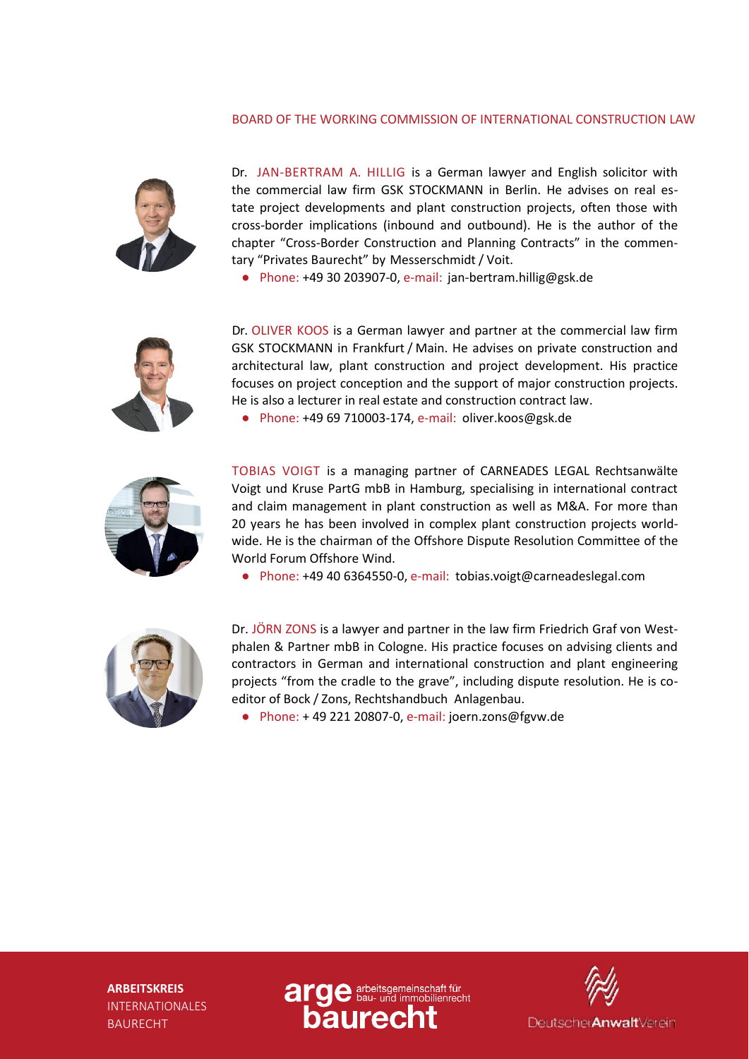## BOARD OF THE WORKING COMMISSION OF INTERNATIONAL CONSTRUCTION LAW

Dr. JAN-BERTRAM A. HILLIG is a German lawyer and English solicitor with the commercial law firm GSK STOCKMANN in Berlin. He advises on real estate project developments and plant construction projects, often those with cross-border implications (inbound and outbound). He is the author of the chapter "Cross-Border Construction and Planning Contracts" in the commentary "Privates Baurecht" by Messerschmidt / Voit.

- Phone: +49 30 203907-0, e-mail: jan-bertram.hillig@gsk.de

Dr. OLIVER KOOS is a German lawyer and partner at the commercial law firm GSK STOCKMANN in Frankfurt / Main. He advises on private construction and architectural law, plant construction and project development. His practice focuses on project conception and the support of major construction projects. He is also a lecturer in real estate and construction contract law.

- Phone: +49 69 710003-174, e-mail: oliver.koos@gsk.de

TOBIAS VOIGT is a managing partner of CARNEADES LEGAL Rechtsanwälte Voigt und Kruse PartG mbB in Hamburg, specialising in international contract and claim management in plant construction as well as M&A. For more than 20 years he has been involved in complex plant construction projects worldwide. He is the chairman of the Offshore Dispute Resolution Committee of the World Forum Offshore Wind.

- Phone: +49 40 6364550-0, e-mail: tobias.voigt@carneadeslegal.com

Dr. JÖRN ZONS is a lawyer and partner in the law firm Friedrich Graf von Westphalen & Partner mbB in Cologne. His practice focuses on advising clients and contractors in German and international construction and plant engineering projects "from the cradle to the grave", including dispute resolution. He is co-editor of Bock / Zons, Rechtshandbuch Anlagenbau.

- Phone: + 49 221 20807-0, e-mail: joern.zons@fgvw.de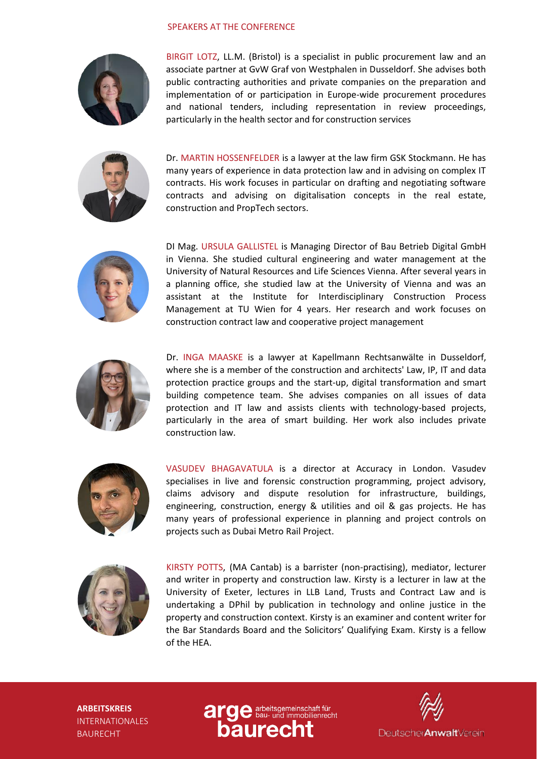## SPEAKERS AT THE CONFERENCE

BIRGIT LOTZ, LL.M. (Bristol) is a specialist in public procurement law and an associate partner at GvW Graf von Westphalen in Dusseldorf. She advises both public contracting authorities and private companies on the preparation and implementation of or participation in Europe-wide procurement procedures and national tenders, including representation in review proceedings, particularly in the health sector and for construction services

Dr. MARTIN HOSSENFELDER is a lawyer at the law firm GSK Stockmann. He has many years of experience in data protection law and in advising on complex IT contracts. His work focuses in particular on drafting and negotiating software contracts and advising on digitalisation concepts in the real estate, construction and PropTech sectors.

DI Mag. URSULA GALLISTEL is Managing Director of Bau Betrieb Digital GmbH in Vienna. She studied cultural engineering and water management at the University of Natural Resources and Life Sciences Vienna. After several years in a planning office, she studied law at the University of Vienna and was an assistant at the Institute for Interdisciplinary Construction Process Management at TU Wien for 4 years. Her research and work focuses on construction contract law and cooperative project management

Dr. INGA MAASKE is a lawyer at Kapellmann Rechtsanwälte in Dusseldorf, where she is a member of the construction and architects' Law, IP, IT and data protection practice groups and the start-up, digital transformation and smart building competence team. She advises companies on all issues of data protection and IT law and assists clients with technology-based projects, particularly in the area of smart building. Her work also includes private construction law.

VASUDEV BHAGAVATULA is a director at Accuracy in London. Vasudev specialises in live and forensic construction programming, project advisory, claims advisory and dispute resolution for infrastructure, buildings, engineering, construction, energy & utilities and oil & gas projects. He has many years of professional experience in planning and project controls on projects such as Dubai Metro Rail Project.

KIRSTY POTTS, (MA Cantab) is a barrister (non-practising), mediator, lecturer and writer in property and construction law. Kirsty is a lecturer in law at the University of Exeter, lectures in LLB Land, Trusts and Contract Law and is undertaking a DPhil by publication in technology and online justice in the property and construction context. Kirsty is an examiner and content writer for the Bar Standards Board and the Solicitors' Qualifying Exam. Kirsty is a fellow of the HEA.

**ARBEITSKREIS**
INTERNATIONALES
BAURECHT

arge baurecht – arbeitsgemeinschaft für bau- und immobilienrecht

DeutscherAnwaltVerein